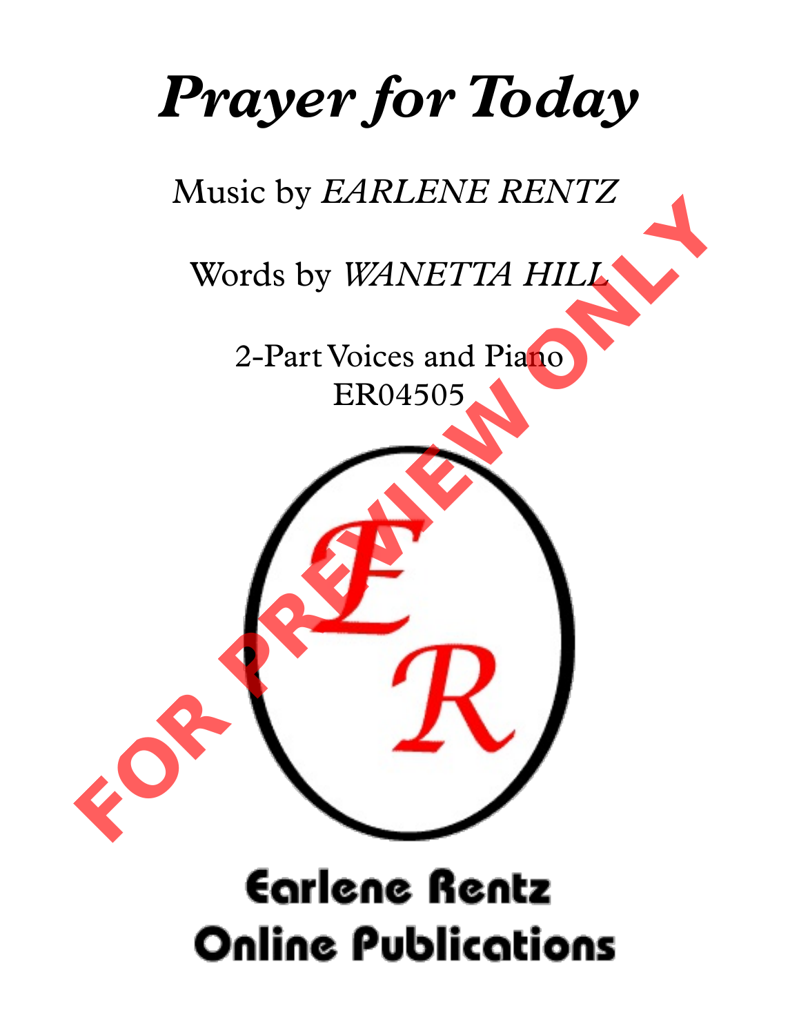# *Prayer for Today*

Music by *EARLENE RENTZ*

Words by *WANETTA HILL*

2-Part Voices and Piano
ER04505

FOR PREVIEW ONLY

Earlene Rentz
Online Publications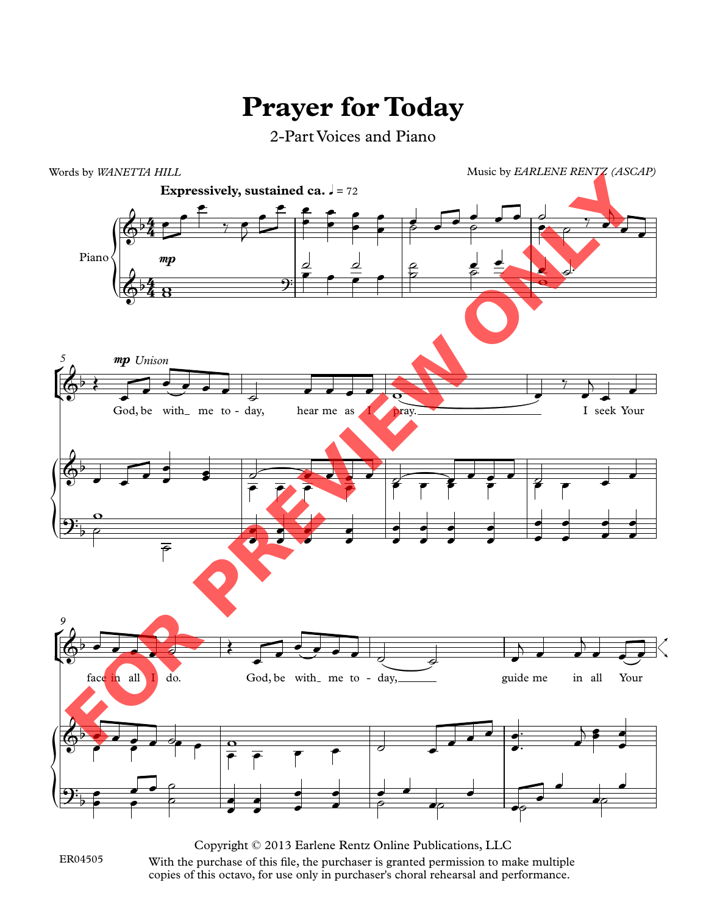# Prayer for Today

2-Part Voices and Piano

Words by *WANETTA HILL*

Music by *EARLENE RENTZ (ASCAP)*

**Expressively, sustained ca.** ♩ = 72

Piano

*mp*

5 *mp* *Unison*

God, be with_ me to - day, hear me as I pray. I seek Your

9

face in all I do. God, be with_ me to - day, guide me in all Your

Copyright © 2013 Earlene Rentz Online Publications, LLC

With the purchase of this file, the purchaser is granted permission to make multiple copies of this octavo, for use only in purchaser's choral rehearsal and performance.

ER04505

FOR PREVIEW ONLY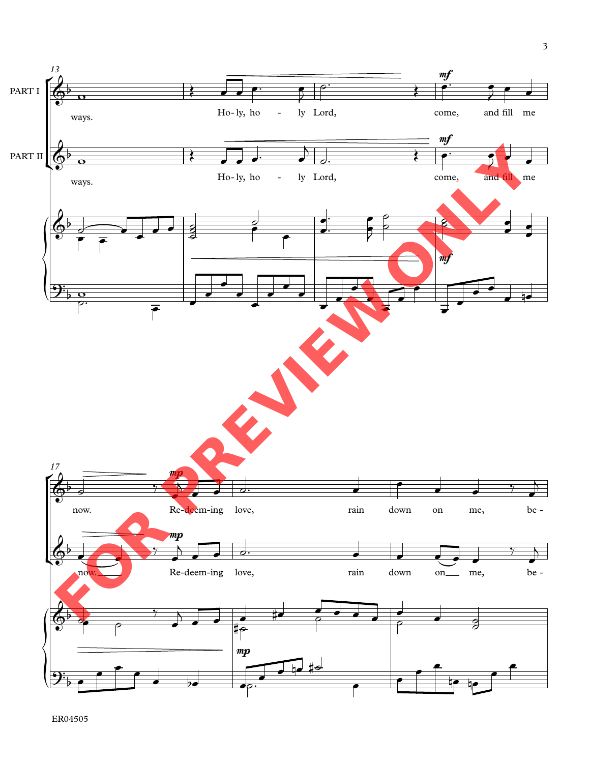PART I

PART II

ways. Ho-ly, ho - ly Lord, come, and fill me

ways. Ho-ly, ho - ly Lord, come, and fill me

now. Re-deem-ing love, rain down on me, be -

now. Re-deem-ing love, rain down on me, be -

ER04505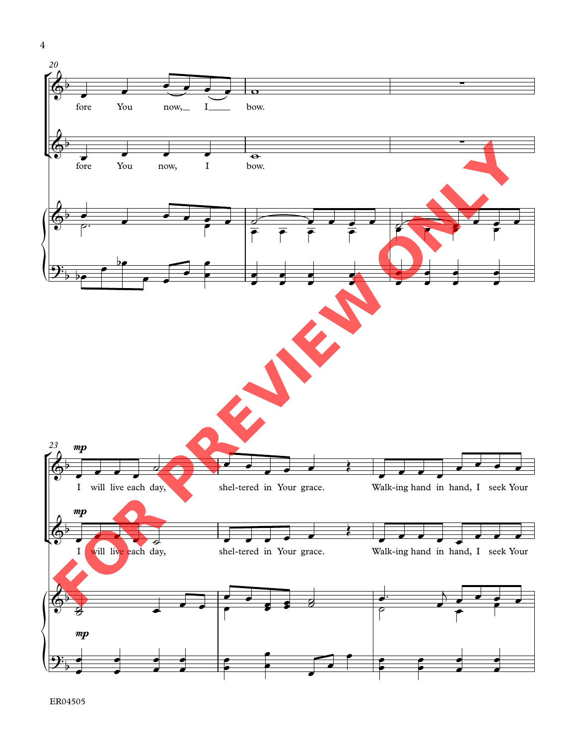20

fore You now,__ I____ bow.

fore You now, I bow.

23 *mp*

I will live each day, shel-tered in Your grace. Walk-ing hand in hand, I seek Your

*mp*

I will live each day, shel-tered in Your grace. Walk-ing hand in hand, I seek Your

*mp*

FOR PREVIEW ONLY

ER04505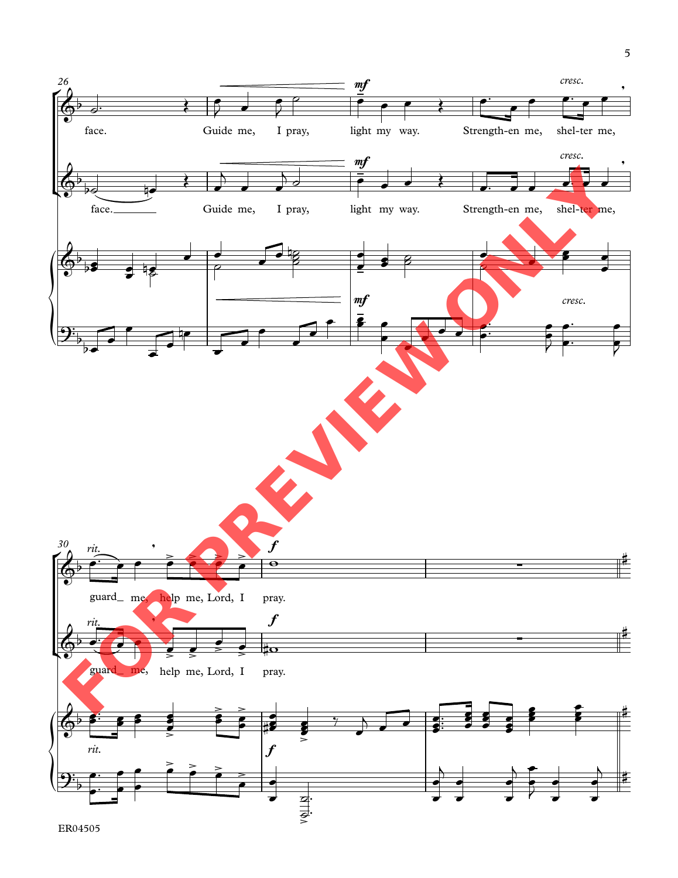face. Guide me, I pray, light my way. Strength-en me, shel-ter me,

face. Guide me, I pray, light my way. Strength-en me, shel-ter me,

guard_ me, help me, Lord, I pray.

guard_ me, help me, Lord, I pray.

FOR PREVIEW ONLY

ER04505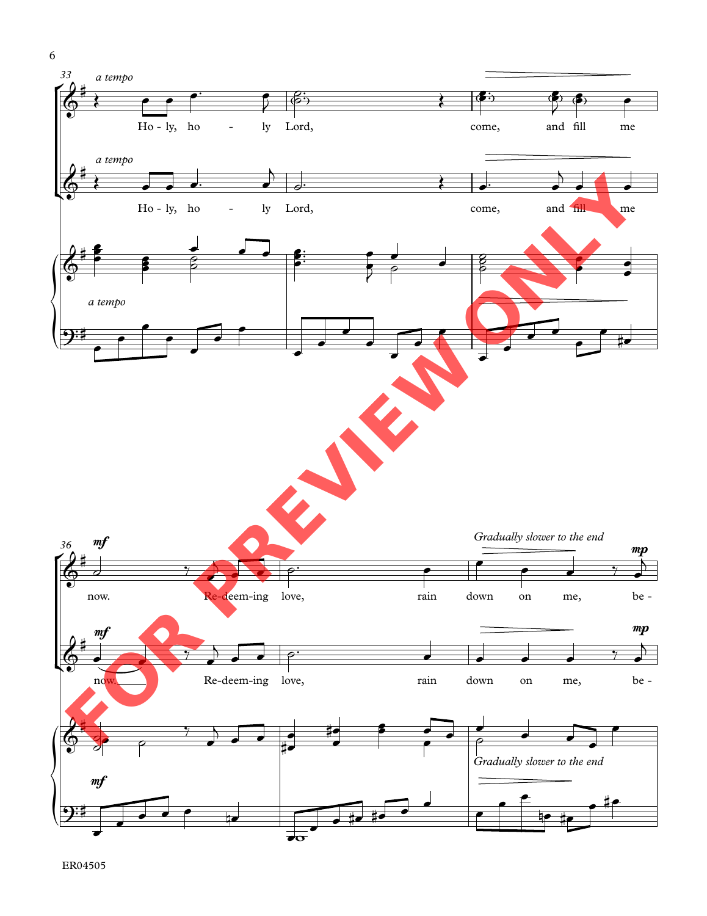33

*a tempo*

Ho - ly, ho - ly Lord, come, and fill me

*a tempo*

Ho - ly, ho - ly Lord, come, and fill me

*a tempo*

36

**mf**

now. Re-deem-ing love, rain down on me, be -

*Gradually slower to the end*

**mp**

**mf**

now. Re-deem-ing love, rain down on me, be -

**mp**

*Gradually slower to the end*

**mf**

FOR PREVIEW ONLY

ER04505